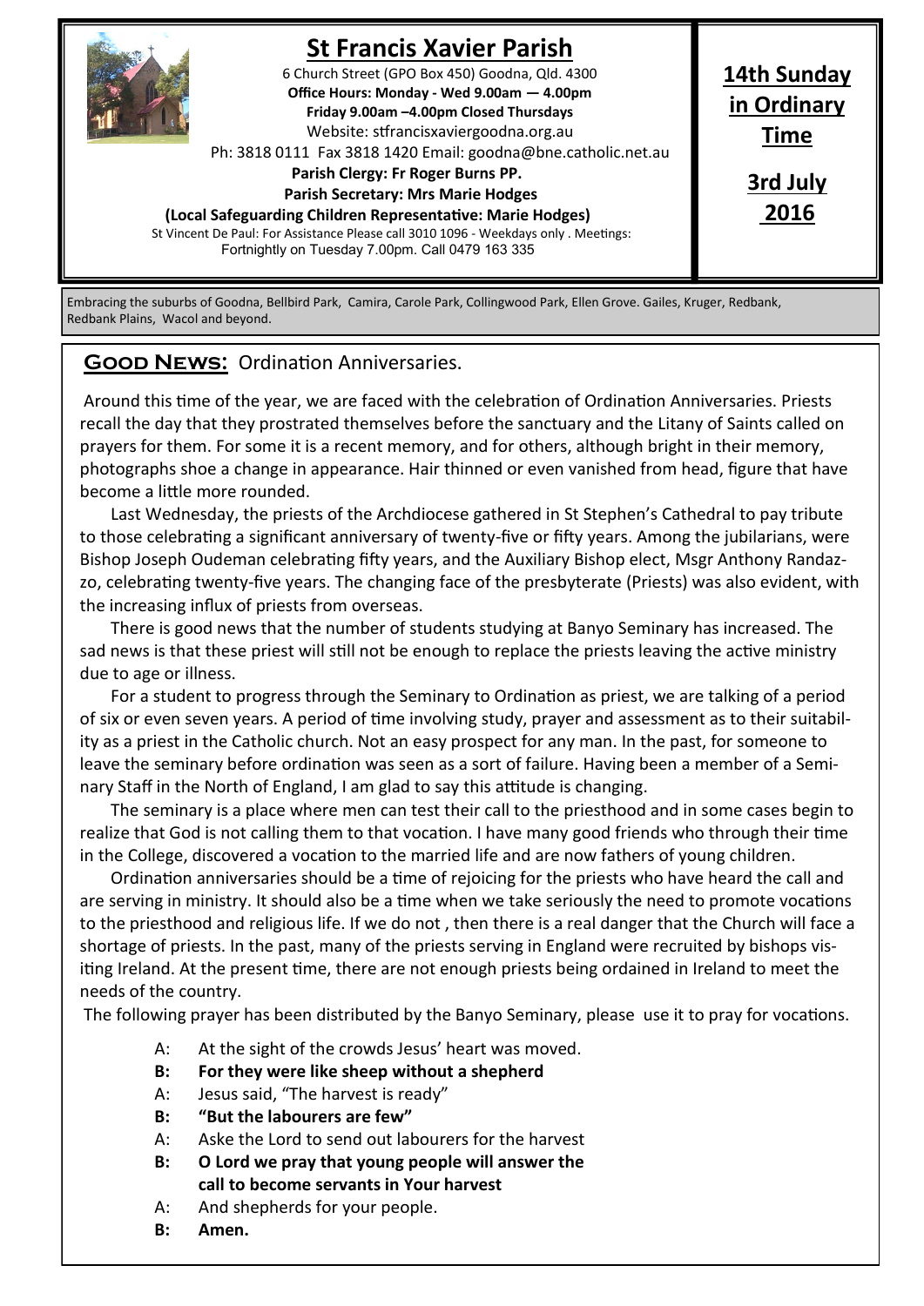# St Francis Xavier Parish

6 Church Street (GPO Box 450) Goodna, Qld. 4300
**Office Hours: Monday - Wed 9.00am — 4.00pm**
**Friday 9.00am –4.00pm Closed Thursdays**
Website: stfrancisxaviergoodna.org.au
Ph: 3818 0111 Fax 3818 1420 Email: goodna@bne.catholic.net.au
**Parish Clergy: Fr Roger Burns PP.**
**Parish Secretary: Mrs Marie Hodges**
**(Local Safeguarding Children Representative: Marie Hodges)**
St Vincent De Paul: For Assistance Please call 3010 1096 - Weekdays only . Meetings: Fortnightly on Tuesday 7.00pm. Call 0479 163 335

**14th Sunday in Ordinary Time**

**3rd July 2016**

Embracing the suburbs of Goodna, Bellbird Park, Camira, Carole Park, Collingwood Park, Ellen Grove. Gailes, Kruger, Redbank, Redbank Plains, Wacol and beyond.

## Good News: Ordination Anniversaries.

Around this time of the year, we are faced with the celebration of Ordination Anniversaries. Priests recall the day that they prostrated themselves before the sanctuary and the Litany of Saints called on prayers for them. For some it is a recent memory, and for others, although bright in their memory, photographs shoe a change in appearance. Hair thinned or even vanished from head, figure that have become a little more rounded.

Last Wednesday, the priests of the Archdiocese gathered in St Stephen's Cathedral to pay tribute to those celebrating a significant anniversary of twenty-five or fifty years. Among the jubilarians, were Bishop Joseph Oudeman celebrating fifty years, and the Auxiliary Bishop elect, Msgr Anthony Randazzo, celebrating twenty-five years. The changing face of the presbyterate (Priests) was also evident, with the increasing influx of priests from overseas.

There is good news that the number of students studying at Banyo Seminary has increased. The sad news is that these priest will still not be enough to replace the priests leaving the active ministry due to age or illness.

For a student to progress through the Seminary to Ordination as priest, we are talking of a period of six or even seven years. A period of time involving study, prayer and assessment as to their suitability as a priest in the Catholic church. Not an easy prospect for any man. In the past, for someone to leave the seminary before ordination was seen as a sort of failure. Having been a member of a Seminary Staff in the North of England, I am glad to say this attitude is changing.

The seminary is a place where men can test their call to the priesthood and in some cases begin to realize that God is not calling them to that vocation. I have many good friends who through their time in the College, discovered a vocation to the married life and are now fathers of young children.

Ordination anniversaries should be a time of rejoicing for the priests who have heard the call and are serving in ministry. It should also be a time when we take seriously the need to promote vocations to the priesthood and religious life. If we do not , then there is a real danger that the Church will face a shortage of priests. In the past, many of the priests serving in England were recruited by bishops visiting Ireland. At the present time, there are not enough priests being ordained in Ireland to meet the needs of the country.

The following prayer has been distributed by the Banyo Seminary, please use it to pray for vocations.

A: At the sight of the crowds Jesus' heart was moved.
**B: For they were like sheep without a shepherd**
A: Jesus said, "The harvest is ready"
**B: "But the labourers are few"**
A: Aske the Lord to send out labourers for the harvest
**B: O Lord we pray that young people will answer the call to become servants in Your harvest**
A: And shepherds for your people.
**B: Amen.**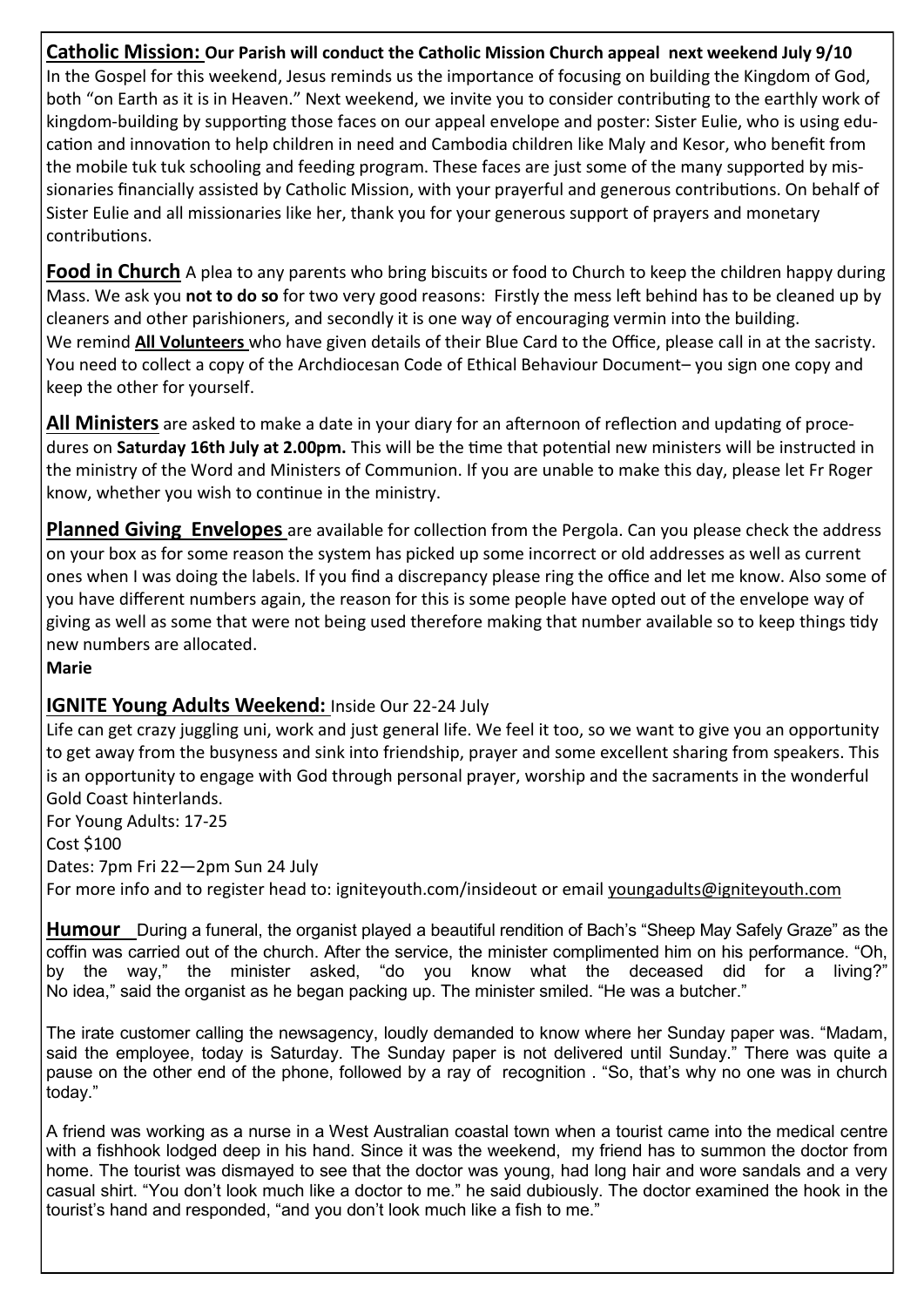**Catholic Mission:** **Our Parish will conduct the Catholic Mission Church appeal next weekend July 9/10**
In the Gospel for this weekend, Jesus reminds us the importance of focusing on building the Kingdom of God, both "on Earth as it is in Heaven." Next weekend, we invite you to consider contributing to the earthly work of kingdom-building by supporting those faces on our appeal envelope and poster: Sister Eulie, who is using education and innovation to help children in need and Cambodia children like Maly and Kesor, who benefit from the mobile tuk tuk schooling and feeding program. These faces are just some of the many supported by missionaries financially assisted by Catholic Mission, with your prayerful and generous contributions. On behalf of Sister Eulie and all missionaries like her, thank you for your generous support of prayers and monetary contributions.

**Food in Church** A plea to any parents who bring biscuits or food to Church to keep the children happy during Mass. We ask you **not to do so** for two very good reasons: Firstly the mess left behind has to be cleaned up by cleaners and other parishioners, and secondly it is one way of encouraging vermin into the building.
We remind **All Volunteers** who have given details of their Blue Card to the Office, please call in at the sacristy. You need to collect a copy of the Archdiocesan Code of Ethical Behaviour Document– you sign one copy and keep the other for yourself.

**All Ministers** are asked to make a date in your diary for an afternoon of reflection and updating of procedures on **Saturday 16th July at 2.00pm.** This will be the time that potential new ministers will be instructed in the ministry of the Word and Ministers of Communion. If you are unable to make this day, please let Fr Roger know, whether you wish to continue in the ministry.

**Planned Giving Envelopes** are available for collection from the Pergola. Can you please check the address on your box as for some reason the system has picked up some incorrect or old addresses as well as current ones when I was doing the labels. If you find a discrepancy please ring the office and let me know. Also some of you have different numbers again, the reason for this is some people have opted out of the envelope way of giving as well as some that were not being used therefore making that number available so to keep things tidy new numbers are allocated.
**Marie**

**IGNITE Young Adults Weekend:** Inside Our 22-24 July
Life can get crazy juggling uni, work and just general life. We feel it too, so we want to give you an opportunity to get away from the busyness and sink into friendship, prayer and some excellent sharing from speakers. This is an opportunity to engage with God through personal prayer, worship and the sacraments in the wonderful Gold Coast hinterlands.
For Young Adults: 17-25
Cost $100
Dates: 7pm Fri 22—2pm Sun 24 July
For more info and to register head to: igniteyouth.com/insideout or email youngadults@igniteyouth.com

**Humour** During a funeral, the organist played a beautiful rendition of Bach's "Sheep May Safely Graze" as the coffin was carried out of the church. After the service, the minister complimented him on his performance. "Oh, by the way," the minister asked, "do you know what the deceased did for a living?" No idea," said the organist as he began packing up. The minister smiled. "He was a butcher."

The irate customer calling the newsagency, loudly demanded to know where her Sunday paper was. "Madam, said the employee, today is Saturday. The Sunday paper is not delivered until Sunday." There was quite a pause on the other end of the phone, followed by a ray of recognition . "So, that's why no one was in church today."

A friend was working as a nurse in a West Australian coastal town when a tourist came into the medical centre with a fishhook lodged deep in his hand. Since it was the weekend, my friend has to summon the doctor from home. The tourist was dismayed to see that the doctor was young, had long hair and wore sandals and a very casual shirt. "You don't look much like a doctor to me." he said dubiously. The doctor examined the hook in the tourist's hand and responded, "and you don't look much like a fish to me."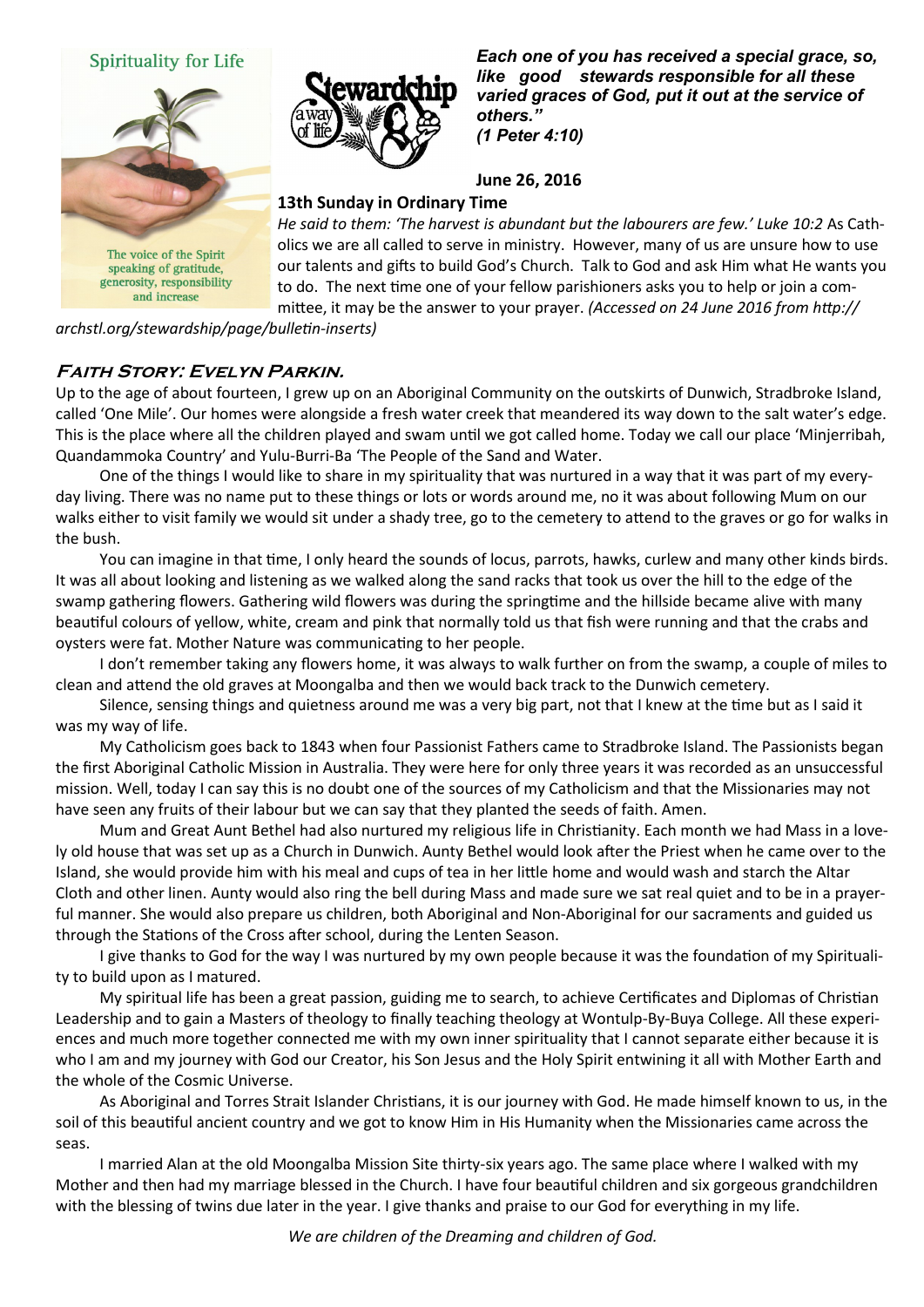Spirituality for Life

The voice of the Spirit speaking of gratitude, generosity, responsibility and increase

Stewardship a way of life

***Each one of you has received a special grace, so, like good stewards responsible for all these varied graces of God, put it out at the service of others." (1 Peter 4:10)***

**June 26, 2016**

**13th Sunday in Ordinary Time**

*He said to them: 'The harvest is abundant but the labourers are few.' Luke 10:2* As Catholics we are all called to serve in ministry. However, many of us are unsure how to use our talents and gifts to build God's Church. Talk to God and ask Him what He wants you to do. The next time one of your fellow parishioners asks you to help or join a committee, it may be the answer to your prayer. *(Accessed on 24 June 2016 from http://archstl.org/stewardship/page/bulletin-inserts)*

## Faith Story: Evelyn Parkin.

Up to the age of about fourteen, I grew up on an Aboriginal Community on the outskirts of Dunwich, Stradbroke Island, called 'One Mile'. Our homes were alongside a fresh water creek that meandered its way down to the salt water's edge. This is the place where all the children played and swam until we got called home. Today we call our place 'Minjerribah, Quandammoka Country' and Yulu-Burri-Ba 'The People of the Sand and Water.

One of the things I would like to share in my spirituality that was nurtured in a way that it was part of my everyday living. There was no name put to these things or lots or words around me, no it was about following Mum on our walks either to visit family we would sit under a shady tree, go to the cemetery to attend to the graves or go for walks in the bush.

You can imagine in that time, I only heard the sounds of locus, parrots, hawks, curlew and many other kinds birds. It was all about looking and listening as we walked along the sand racks that took us over the hill to the edge of the swamp gathering flowers. Gathering wild flowers was during the springtime and the hillside became alive with many beautiful colours of yellow, white, cream and pink that normally told us that fish were running and that the crabs and oysters were fat. Mother Nature was communicating to her people.

I don't remember taking any flowers home, it was always to walk further on from the swamp, a couple of miles to clean and attend the old graves at Moongalba and then we would back track to the Dunwich cemetery.

Silence, sensing things and quietness around me was a very big part, not that I knew at the time but as I said it was my way of life.

My Catholicism goes back to 1843 when four Passionist Fathers came to Stradbroke Island. The Passionists began the first Aboriginal Catholic Mission in Australia. They were here for only three years it was recorded as an unsuccessful mission. Well, today I can say this is no doubt one of the sources of my Catholicism and that the Missionaries may not have seen any fruits of their labour but we can say that they planted the seeds of faith. Amen.

Mum and Great Aunt Bethel had also nurtured my religious life in Christianity. Each month we had Mass in a lovely old house that was set up as a Church in Dunwich. Aunty Bethel would look after the Priest when he came over to the Island, she would provide him with his meal and cups of tea in her little home and would wash and starch the Altar Cloth and other linen. Aunty would also ring the bell during Mass and made sure we sat real quiet and to be in a prayerful manner. She would also prepare us children, both Aboriginal and Non-Aboriginal for our sacraments and guided us through the Stations of the Cross after school, during the Lenten Season.

I give thanks to God for the way I was nurtured by my own people because it was the foundation of my Spirituality to build upon as I matured.

My spiritual life has been a great passion, guiding me to search, to achieve Certificates and Diplomas of Christian Leadership and to gain a Masters of theology to finally teaching theology at Wontulp-By-Buya College. All these experiences and much more together connected me with my own inner spirituality that I cannot separate either because it is who I am and my journey with God our Creator, his Son Jesus and the Holy Spirit entwining it all with Mother Earth and the whole of the Cosmic Universe.

As Aboriginal and Torres Strait Islander Christians, it is our journey with God. He made himself known to us, in the soil of this beautiful ancient country and we got to know Him in His Humanity when the Missionaries came across the seas.

I married Alan at the old Moongalba Mission Site thirty-six years ago. The same place where I walked with my Mother and then had my marriage blessed in the Church. I have four beautiful children and six gorgeous grandchildren with the blessing of twins due later in the year. I give thanks and praise to our God for everything in my life.

*We are children of the Dreaming and children of God.*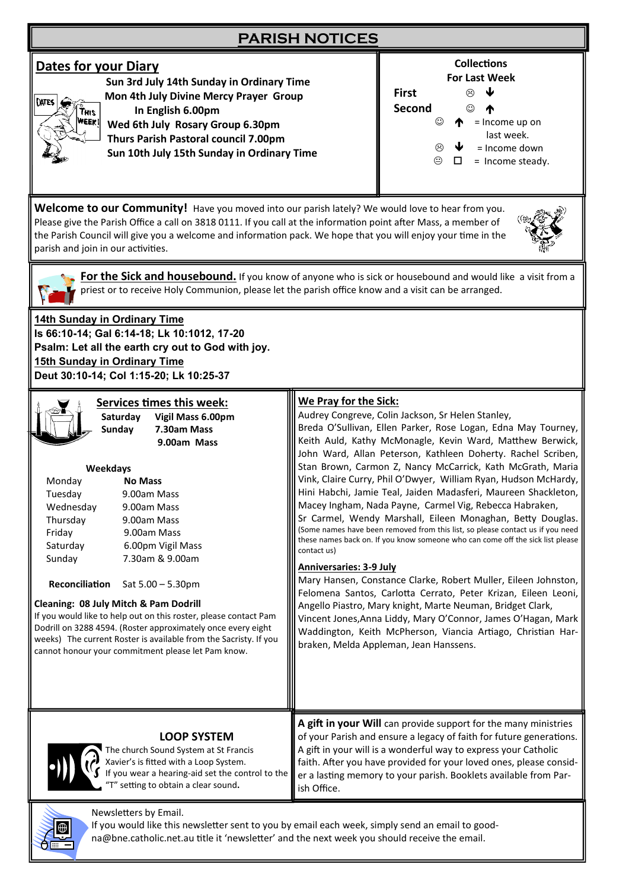# PARISH NOTICES

## Dates for your Diary

**Sun 3rd July 14th Sunday in Ordinary Time**
**Mon 4th July Divine Mercy Prayer Group**
**In English 6.00pm**
**Wed 6th July Rosary Group 6.30pm**
**Thurs Parish Pastoral council 7.00pm**
**Sun 10th July 15th Sunday in Ordinary Time**

## Collections For Last Week

**First** ☹ 🡓
**Second** ☺ 🡑

☺ 🡑 = Income up on last week.
☹ 🡓 = Income down
😐 ☐ = Income steady.

**Welcome to our Community!** Have you moved into our parish lately? We would love to hear from you. Please give the Parish Office a call on 3818 0111. If you call at the information point after Mass, a member of the Parish Council will give you a welcome and information pack. We hope that you will enjoy your time in the parish and join in our activities.

**For the Sick and housebound.** If you know of anyone who is sick or housebound and would like a visit from a priest or to receive Holy Communion, please let the parish office know and a visit can be arranged.

**14th Sunday in Ordinary Time**
**Is 66:10-14; Gal 6:14-18; Lk 10:1012, 17-20**
**Psalm: Let all the earth cry out to God with joy.**
**15th Sunday in Ordinary Time**
**Deut 30:10-14; Col 1:15-20; Lk 10:25-37**

## Services times this week:

| | |
|---|---|
| **Saturday** | **Vigil Mass 6.00pm** |
| **Sunday** | **7.30am Mass** |
| | **9.00am Mass** |

**Weekdays**

| | |
|---|---|
| Monday | **No Mass** |
| Tuesday | 9.00am Mass |
| Wednesday | 9.00am Mass |
| Thursday | 9.00am Mass |
| Friday | 9.00am Mass |
| Saturday | 6.00pm Vigil Mass |
| Sunday | 7.30am & 9.00am |

**Reconciliation** Sat 5.00 – 5.30pm

**Cleaning: 08 July Mitch & Pam Dodrill**
If you would like to help out on this roster, please contact Pam Dodrill on 3288 4594. (Roster approximately once every eight weeks) The current Roster is available from the Sacristy. If you cannot honour your commitment please let Pam know.

## We Pray for the Sick:

Audrey Congreve, Colin Jackson, Sr Helen Stanley, Breda O'Sullivan, Ellen Parker, Rose Logan, Edna May Tourney, Keith Auld, Kathy McMonagle, Kevin Ward, Matthew Berwick, John Ward, Allan Peterson, Kathleen Doherty. Rachel Scriben, Stan Brown, Carmon Z, Nancy McCarrick, Kath McGrath, Maria Vink, Claire Curry, Phil O'Dwyer, William Ryan, Hudson McHardy, Hini Habchi, Jamie Teal, Jaiden Madasferi, Maureen Shackleton, Macey Ingham, Nada Payne, Carmel Vig, Rebecca Habraken, Sr Carmel, Wendy Marshall, Eileen Monaghan, Betty Douglas. (Some names have been removed from this list, so please contact us if you need these names back on. If you know someone who can come off the sick list please contact us)

**Anniversaries: 3-9 July**

Mary Hansen, Constance Clarke, Robert Muller, Eileen Johnston, Felomena Santos, Carlotta Cerrato, Peter Krizan, Eileen Leoni, Angello Piastro, Mary knight, Marte Neuman, Bridget Clark, Vincent Jones,Anna Liddy, Mary O'Connor, James O'Hagan, Mark Waddington, Keith McPherson, Viancia Artiago, Christian Harbraken, Melda Appleman, Jean Hanssens.

## LOOP SYSTEM

The church Sound System at St Francis Xavier's is fitted with a Loop System. If you wear a hearing-aid set the control to the "T" setting to obtain a clear sound**.**

**A gift in your Will** can provide support for the many ministries of your Parish and ensure a legacy of faith for future generations. A gift in your will is a wonderful way to express your Catholic faith. After you have provided for your loved ones, please consider a lasting memory to your parish. Booklets available from Parish Office.

Newsletters by Email.
If you would like this newsletter sent to you by email each week, simply send an email to goodna@bne.catholic.net.au title it 'newsletter' and the next week you should receive the email.